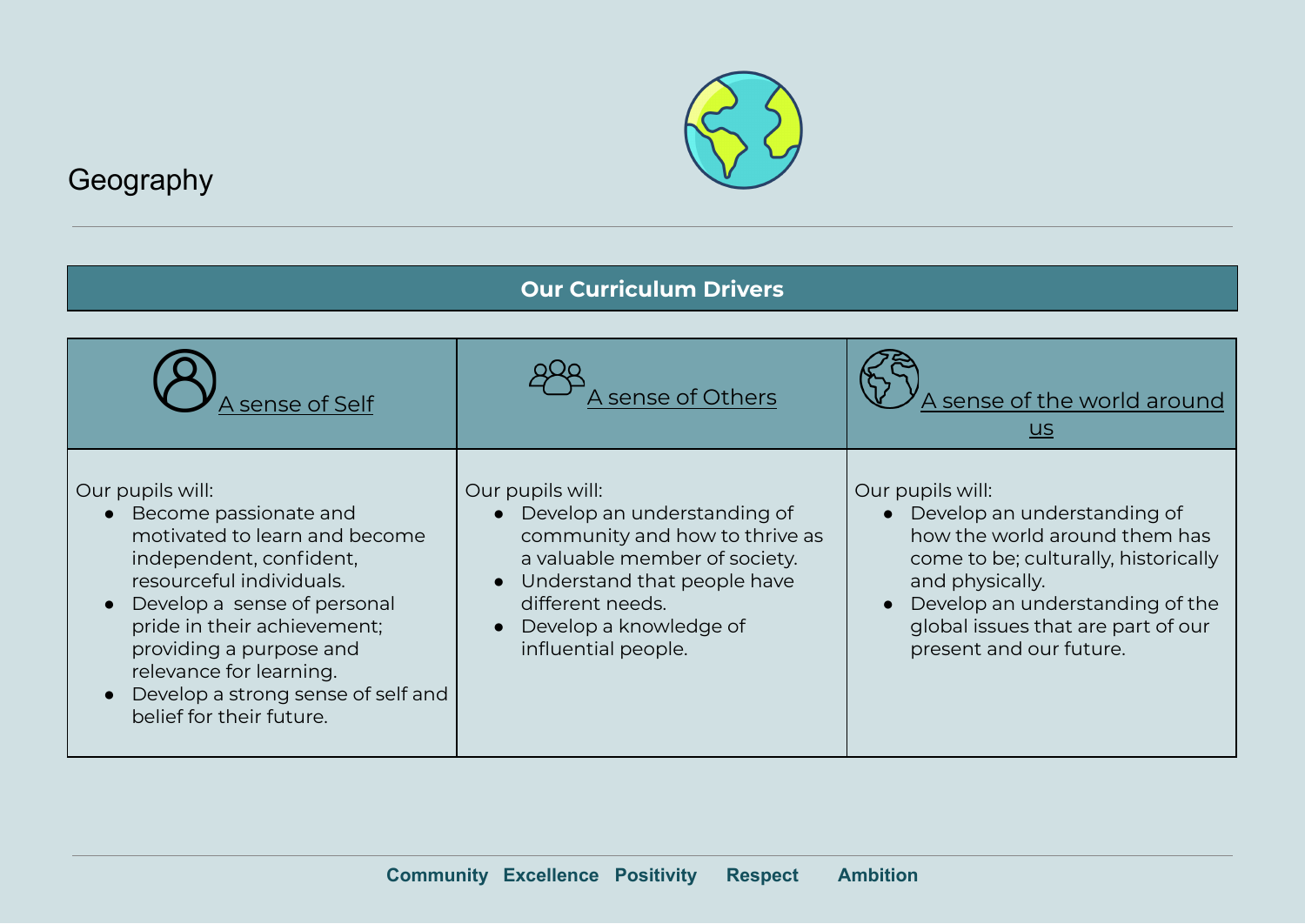# Geography

## Our Curriculum Drivers

| A sense of Self | A sense of Others | A sense of the world around us |
|---|---|---|
| Our pupils will:<br>• Become passionate and motivated to learn and become independent, confident, resourceful individuals.<br>• Develop a sense of personal pride in their achievement; providing a purpose and relevance for learning.<br>• Develop a strong sense of self and belief for their future. | Our pupils will:<br>• Develop an understanding of community and how to thrive as a valuable member of society.<br>• Understand that people have different needs.<br>• Develop a knowledge of influential people. | Our pupils will:<br>• Develop an understanding of how the world around them has come to be; culturally, historically and physically.<br>• Develop an understanding of the global issues that are part of our present and our future. |

**Community Excellence Positivity Respect Ambition**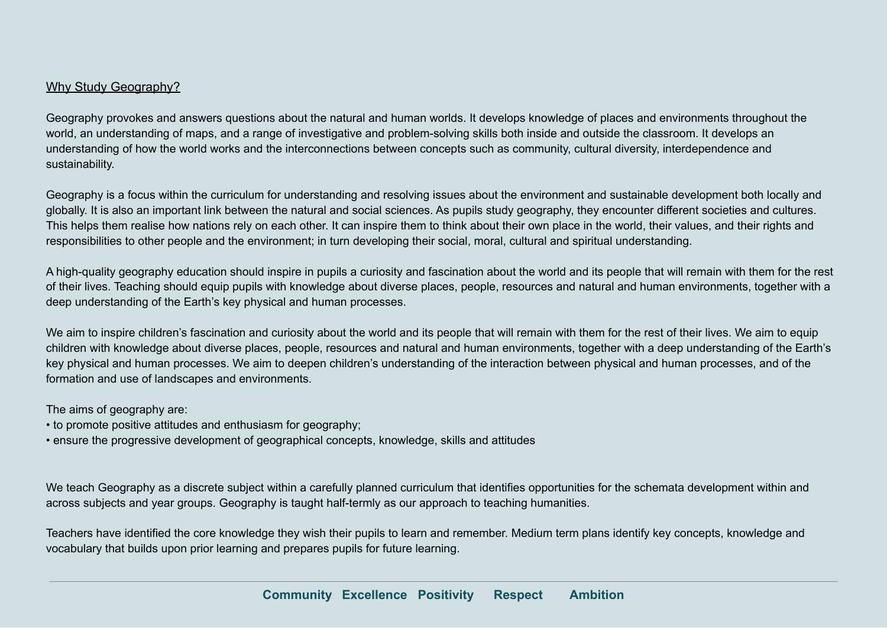## Why Study Geography?

Geography provokes and answers questions about the natural and human worlds. It develops knowledge of places and environments throughout the world, an understanding of maps, and a range of investigative and problem-solving skills both inside and outside the classroom. It develops an understanding of how the world works and the interconnections between concepts such as community, cultural diversity, interdependence and sustainability.

Geography is a focus within the curriculum for understanding and resolving issues about the environment and sustainable development both locally and globally. It is also an important link between the natural and social sciences. As pupils study geography, they encounter different societies and cultures. This helps them realise how nations rely on each other. It can inspire them to think about their own place in the world, their values, and their rights and responsibilities to other people and the environment; in turn developing their social, moral, cultural and spiritual understanding.

A high-quality geography education should inspire in pupils a curiosity and fascination about the world and its people that will remain with them for the rest of their lives. Teaching should equip pupils with knowledge about diverse places, people, resources and natural and human environments, together with a deep understanding of the Earth's key physical and human processes.

We aim to inspire children's fascination and curiosity about the world and its people that will remain with them for the rest of their lives. We aim to equip children with knowledge about diverse places, people, resources and natural and human environments, together with a deep understanding of the Earth's key physical and human processes. We aim to deepen children's understanding of the interaction between physical and human processes, and of the formation and use of landscapes and environments.

The aims of geography are:

- to promote positive attitudes and enthusiasm for geography;
- ensure the progressive development of geographical concepts, knowledge, skills and attitudes

We teach Geography as a discrete subject within a carefully planned curriculum that identifies opportunities for the schemata development within and across subjects and year groups. Geography is taught half-termly as our approach to teaching humanities.

Teachers have identified the core knowledge they wish their pupils to learn and remember. Medium term plans identify key concepts, knowledge and vocabulary that builds upon prior learning and prepares pupils for future learning.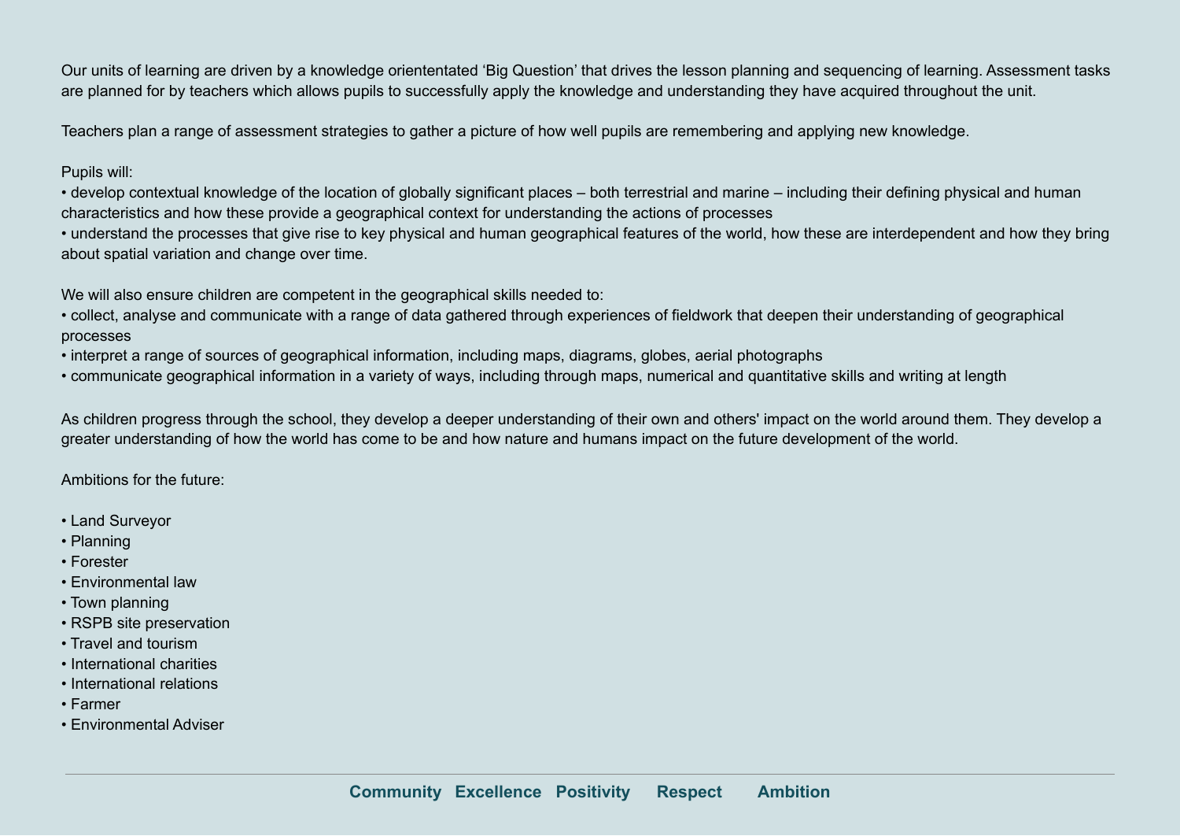Our units of learning are driven by a knowledge oriententated 'Big Question' that drives the lesson planning and sequencing of learning. Assessment tasks are planned for by teachers which allows pupils to successfully apply the knowledge and understanding they have acquired throughout the unit.

Teachers plan a range of assessment strategies to gather a picture of how well pupils are remembering and applying new knowledge.

Pupils will:

- develop contextual knowledge of the location of globally significant places – both terrestrial and marine – including their defining physical and human characteristics and how these provide a geographical context for understanding the actions of processes
- understand the processes that give rise to key physical and human geographical features of the world, how these are interdependent and how they bring about spatial variation and change over time.

We will also ensure children are competent in the geographical skills needed to:

- collect, analyse and communicate with a range of data gathered through experiences of fieldwork that deepen their understanding of geographical processes
- interpret a range of sources of geographical information, including maps, diagrams, globes, aerial photographs
- communicate geographical information in a variety of ways, including through maps, numerical and quantitative skills and writing at length

As children progress through the school, they develop a deeper understanding of their own and others' impact on the world around them. They develop a greater understanding of how the world has come to be and how nature and humans impact on the future development of the world.

Ambitions for the future:

- Land Surveyor
- Planning
- Forester
- Environmental law
- Town planning
- RSPB site preservation
- Travel and tourism
- International charities
- International relations
- Farmer
- Environmental Adviser